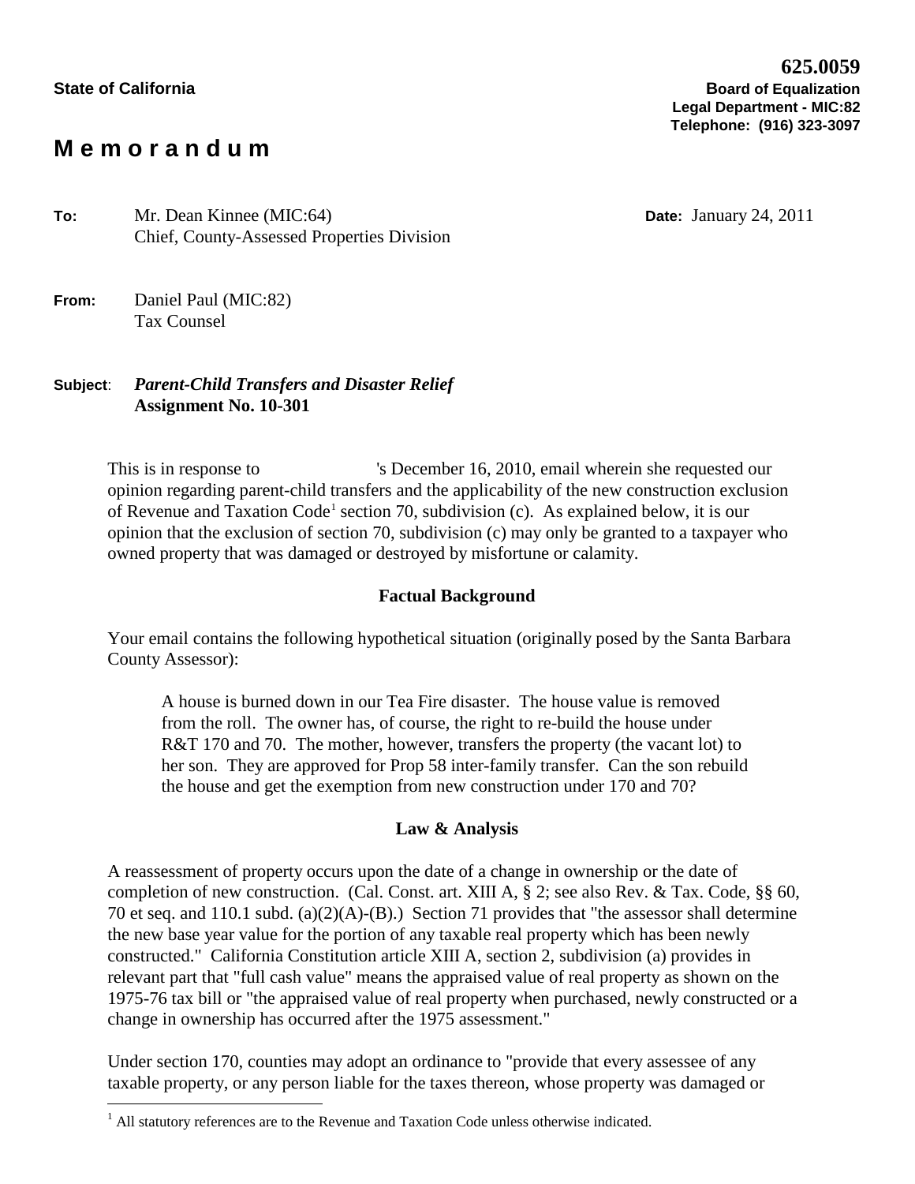625.0059

State of California

**Board of Equalization**
**Legal Department - MIC:82**
**Telephone: (916) 323-3097**

# M e m o r a n d u m

**To:** Mr. Dean Kinnee (MIC:64)
Chief, County-Assessed Properties Division

**Date:** January 24, 2011

**From:** Daniel Paul (MIC:82)
Tax Counsel

**Subject**: ***Parent-Child Transfers and Disaster Relief***
**Assignment No. 10-301**

This is in response to 's December 16, 2010, email wherein she requested our opinion regarding parent-child transfers and the applicability of the new construction exclusion of Revenue and Taxation Code[1] section 70, subdivision (c). As explained below, it is our opinion that the exclusion of section 70, subdivision (c) may only be granted to a taxpayer who owned property that was damaged or destroyed by misfortune or calamity.

### Factual Background

Your email contains the following hypothetical situation (originally posed by the Santa Barbara County Assessor):

> A house is burned down in our Tea Fire disaster. The house value is removed from the roll. The owner has, of course, the right to re-build the house under R&T 170 and 70. The mother, however, transfers the property (the vacant lot) to her son. They are approved for Prop 58 inter-family transfer. Can the son rebuild the house and get the exemption from new construction under 170 and 70?

### Law & Analysis

A reassessment of property occurs upon the date of a change in ownership or the date of completion of new construction. (Cal. Const. art. XIII A, § 2; see also Rev. & Tax. Code, §§ 60, 70 et seq. and 110.1 subd. (a)(2)(A)-(B).) Section 71 provides that "the assessor shall determine the new base year value for the portion of any taxable real property which has been newly constructed." California Constitution article XIII A, section 2, subdivision (a) provides in relevant part that "full cash value" means the appraised value of real property as shown on the 1975-76 tax bill or "the appraised value of real property when purchased, newly constructed or a change in ownership has occurred after the 1975 assessment."

Under section 170, counties may adopt an ordinance to "provide that every assessee of any taxable property, or any person liable for the taxes thereon, whose property was damaged or

[1] All statutory references are to the Revenue and Taxation Code unless otherwise indicated.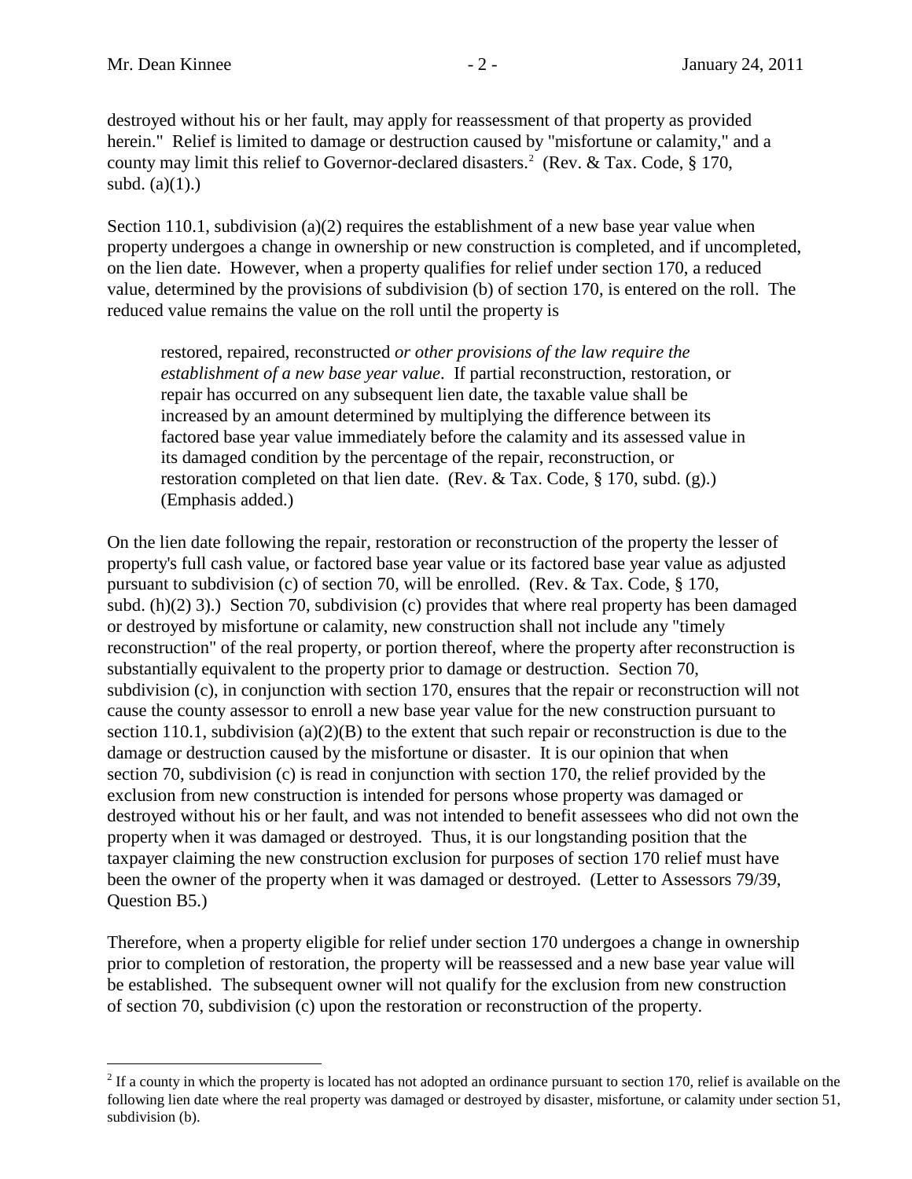destroyed without his or her fault, may apply for reassessment of that property as provided herein." Relief is limited to damage or destruction caused by "misfortune or calamity," and a county may limit this relief to Governor-declared disasters.[2] (Rev. & Tax. Code, § 170, subd. (a)(1).)

Section 110.1, subdivision (a)(2) requires the establishment of a new base year value when property undergoes a change in ownership or new construction is completed, and if uncompleted, on the lien date. However, when a property qualifies for relief under section 170, a reduced value, determined by the provisions of subdivision (b) of section 170, is entered on the roll. The reduced value remains the value on the roll until the property is

> restored, repaired, reconstructed *or other provisions of the law require the establishment of a new base year value*. If partial reconstruction, restoration, or repair has occurred on any subsequent lien date, the taxable value shall be increased by an amount determined by multiplying the difference between its factored base year value immediately before the calamity and its assessed value in its damaged condition by the percentage of the repair, reconstruction, or restoration completed on that lien date. (Rev. & Tax. Code, § 170, subd. (g).) (Emphasis added.)

On the lien date following the repair, restoration or reconstruction of the property the lesser of property's full cash value, or factored base year value or its factored base year value as adjusted pursuant to subdivision (c) of section 70, will be enrolled. (Rev. & Tax. Code, § 170, subd. (h)(2) 3).) Section 70, subdivision (c) provides that where real property has been damaged or destroyed by misfortune or calamity, new construction shall not include any "timely reconstruction" of the real property, or portion thereof, where the property after reconstruction is substantially equivalent to the property prior to damage or destruction. Section 70, subdivision (c), in conjunction with section 170, ensures that the repair or reconstruction will not cause the county assessor to enroll a new base year value for the new construction pursuant to section 110.1, subdivision (a)(2)(B) to the extent that such repair or reconstruction is due to the damage or destruction caused by the misfortune or disaster. It is our opinion that when section 70, subdivision (c) is read in conjunction with section 170, the relief provided by the exclusion from new construction is intended for persons whose property was damaged or destroyed without his or her fault, and was not intended to benefit assessees who did not own the property when it was damaged or destroyed. Thus, it is our longstanding position that the taxpayer claiming the new construction exclusion for purposes of section 170 relief must have been the owner of the property when it was damaged or destroyed. (Letter to Assessors 79/39, Question B5.)

Therefore, when a property eligible for relief under section 170 undergoes a change in ownership prior to completion of restoration, the property will be reassessed and a new base year value will be established. The subsequent owner will not qualify for the exclusion from new construction of section 70, subdivision (c) upon the restoration or reconstruction of the property.

---

[2] If a county in which the property is located has not adopted an ordinance pursuant to section 170, relief is available on the following lien date where the real property was damaged or destroyed by disaster, misfortune, or calamity under section 51, subdivision (b).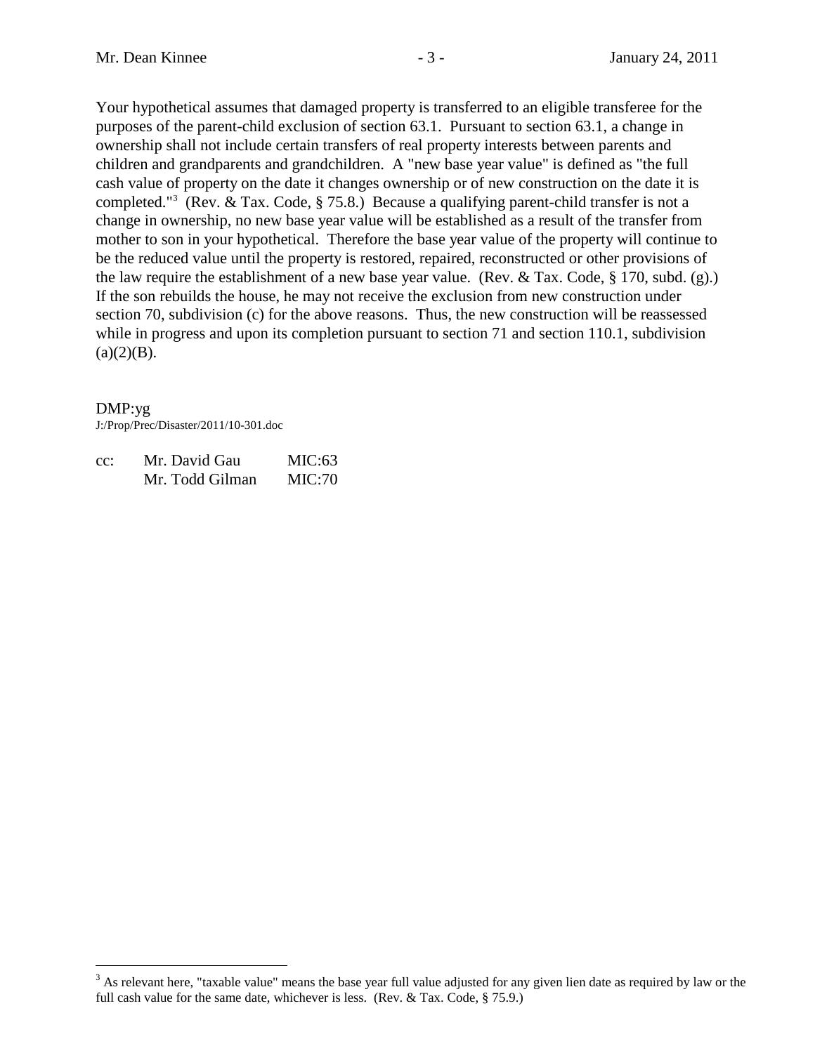Your hypothetical assumes that damaged property is transferred to an eligible transferee for the purposes of the parent-child exclusion of section 63.1. Pursuant to section 63.1, a change in ownership shall not include certain transfers of real property interests between parents and children and grandparents and grandchildren. A "new base year value" is defined as "the full cash value of property on the date it changes ownership or of new construction on the date it is completed."[3] (Rev. & Tax. Code, § 75.8.) Because a qualifying parent-child transfer is not a change in ownership, no new base year value will be established as a result of the transfer from mother to son in your hypothetical. Therefore the base year value of the property will continue to be the reduced value until the property is restored, repaired, reconstructed or other provisions of the law require the establishment of a new base year value. (Rev. & Tax. Code, § 170, subd. (g).) If the son rebuilds the house, he may not receive the exclusion from new construction under section 70, subdivision (c) for the above reasons. Thus, the new construction will be reassessed while in progress and upon its completion pursuant to section 71 and section 110.1, subdivision (a)(2)(B).

DMP:yg
J:/Prop/Prec/Disaster/2011/10-301.doc

cc: Mr. David Gau MIC:63
Mr. Todd Gilman MIC:70

[3] As relevant here, "taxable value" means the base year full value adjusted for any given lien date as required by law or the full cash value for the same date, whichever is less. (Rev. & Tax. Code, § 75.9.)